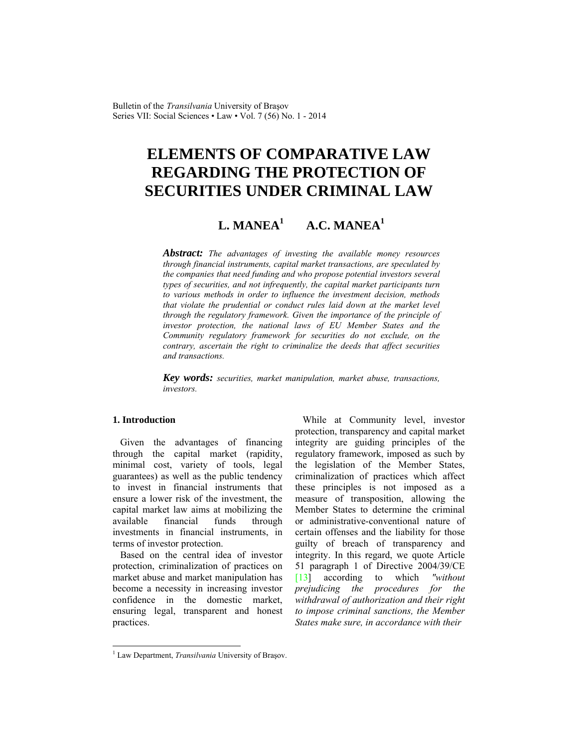# ELEMENTS OF COMPARATIVE LAW REGARDING THE PROTECTION OF SECURITIES UNDER CRIMINAL LAW

**L. MANEA[1] A.C. MANEA[1]**

***Abstract:*** *The advantages of investing the available money resources through financial instruments, capital market transactions, are speculated by the companies that need funding and who propose potential investors several types of securities, and not infrequently, the capital market participants turn to various methods in order to influence the investment decision, methods that violate the prudential or conduct rules laid down at the market level through the regulatory framework. Given the importance of the principle of investor protection, the national laws of EU Member States and the Community regulatory framework for securities do not exclude, on the contrary, ascertain the right to criminalize the deeds that affect securities and transactions.*

***Key words:*** *securities, market manipulation, market abuse, transactions, investors.*

## 1. Introduction

Given the advantages of financing through the capital market (rapidity, minimal cost, variety of tools, legal guarantees) as well as the public tendency to invest in financial instruments that ensure a lower risk of the investment, the capital market law aims at mobilizing the available financial funds through investments in financial instruments, in terms of investor protection.

Based on the central idea of investor protection, criminalization of practices on market abuse and market manipulation has become a necessity in increasing investor confidence in the domestic market, ensuring legal, transparent and honest practices.

While at Community level, investor protection, transparency and capital market integrity are guiding principles of the regulatory framework, imposed as such by the legislation of the Member States, criminalization of practices which affect these principles is not imposed as a measure of transposition, allowing the Member States to determine the criminal or administrative-conventional nature of certain offenses and the liability for those guilty of breach of transparency and integrity. In this regard, we quote Article 51 paragraph 1 of Directive 2004/39/CE [13] according to which *"without prejudicing the procedures for the withdrawal of authorization and their right to impose criminal sanctions, the Member States make sure, in accordance with their*

---

[1] Law Department, *Transilvania* University of Braşov.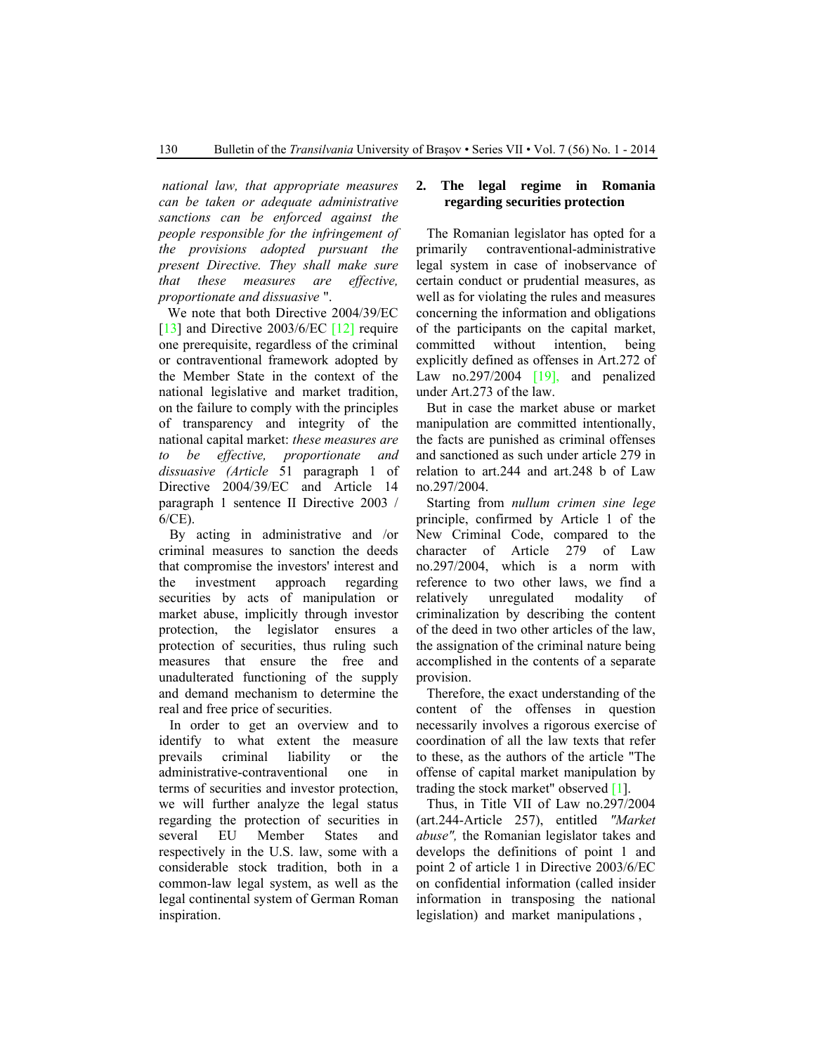*national law, that appropriate measures can be taken or adequate administrative sanctions can be enforced against the people responsible for the infringement of the provisions adopted pursuant the present Directive. They shall make sure that these measures are effective, proportionate and dissuasive* ".

We note that both Directive 2004/39/EC [13] and Directive 2003/6/EC [12] require one prerequisite, regardless of the criminal or contraventional framework adopted by the Member State in the context of the national legislative and market tradition, on the failure to comply with the principles of transparency and integrity of the national capital market: *these measures are to be effective, proportionate and dissuasive (Article* 51 paragraph 1 of Directive 2004/39/EC and Article 14 paragraph 1 sentence II Directive 2003 / 6/CE).

By acting in administrative and /or criminal measures to sanction the deeds that compromise the investors' interest and the investment approach regarding securities by acts of manipulation or market abuse, implicitly through investor protection, the legislator ensures a protection of securities, thus ruling such measures that ensure the free and unadulterated functioning of the supply and demand mechanism to determine the real and free price of securities.

In order to get an overview and to identify to what extent the measure prevails criminal liability or the administrative-contraventional one in terms of securities and investor protection, we will further analyze the legal status regarding the protection of securities in several EU Member States and respectively in the U.S. law, some with a considerable stock tradition, both in a common-law legal system, as well as the legal continental system of German Roman inspiration.

## 2. The legal regime in Romania regarding securities protection

The Romanian legislator has opted for a primarily contraventional-administrative legal system in case of inobservance of certain conduct or prudential measures, as well as for violating the rules and measures concerning the information and obligations of the participants on the capital market, committed without intention, being explicitly defined as offenses in Art.272 of Law no.297/2004 [19], and penalized under Art.273 of the law.

But in case the market abuse or market manipulation are committed intentionally, the facts are punished as criminal offenses and sanctioned as such under article 279 in relation to art.244 and art.248 b of Law no.297/2004.

Starting from *nullum crimen sine lege* principle, confirmed by Article 1 of the New Criminal Code, compared to the character of Article 279 of Law no.297/2004, which is a norm with reference to two other laws, we find a relatively unregulated modality of criminalization by describing the content of the deed in two other articles of the law, the assignation of the criminal nature being accomplished in the contents of a separate provision.

Therefore, the exact understanding of the content of the offenses in question necessarily involves a rigorous exercise of coordination of all the law texts that refer to these, as the authors of the article "The offense of capital market manipulation by trading the stock market" observed [1].

Thus, in Title VII of Law no.297/2004 (art.244-Article 257), entitled *"Market abuse",* the Romanian legislator takes and develops the definitions of point 1 and point 2 of article 1 in Directive 2003/6/EC on confidential information (called insider information in transposing the national legislation) and market manipulations ,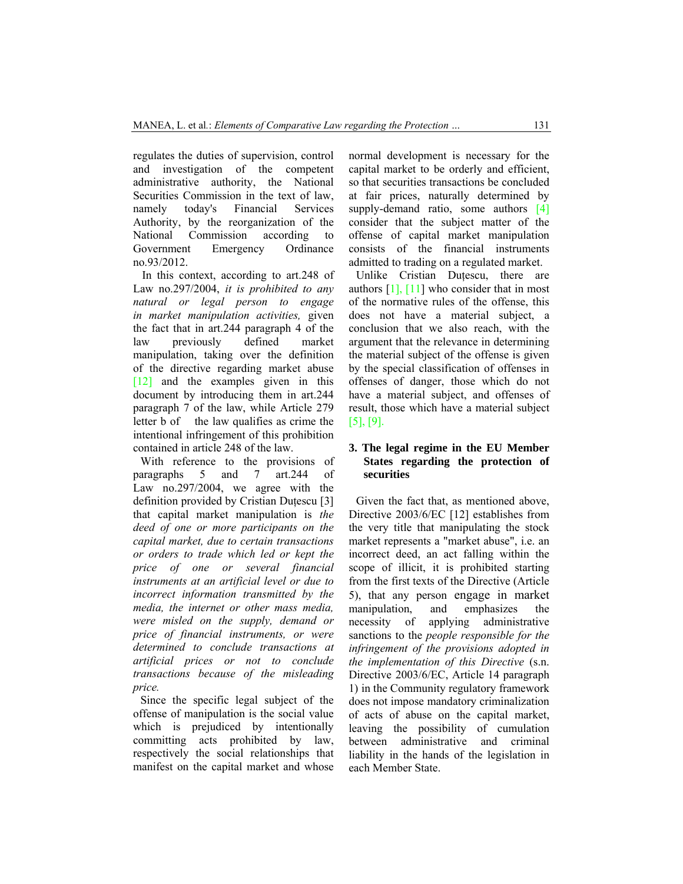regulates the duties of supervision, control and investigation of the competent administrative authority, the National Securities Commission in the text of law, namely today's Financial Services Authority, by the reorganization of the National Commission according to Government Emergency Ordinance no.93/2012.

In this context, according to art.248 of Law no.297/2004, *it is prohibited to any natural or legal person to engage in market manipulation activities,* given the fact that in art.244 paragraph 4 of the law previously defined market manipulation, taking over the definition of the directive regarding market abuse [12] and the examples given in this document by introducing them in art.244 paragraph 7 of the law, while Article 279 letter b of the law qualifies as crime the intentional infringement of this prohibition contained in article 248 of the law.

With reference to the provisions of paragraphs 5 and 7 art.244 of Law no.297/2004, we agree with the definition provided by Cristian Duțescu [3] that capital market manipulation is *the deed of one or more participants on the capital market, due to certain transactions or orders to trade which led or kept the price of one or several financial instruments at an artificial level or due to incorrect information transmitted by the media, the internet or other mass media, were misled on the supply, demand or price of financial instruments, or were determined to conclude transactions at artificial prices or not to conclude transactions because of the misleading price.*

Since the specific legal subject of the offense of manipulation is the social value which is prejudiced by intentionally committing acts prohibited by law, respectively the social relationships that manifest on the capital market and whose normal development is necessary for the capital market to be orderly and efficient, so that securities transactions be concluded at fair prices, naturally determined by supply-demand ratio, some authors [4] consider that the subject matter of the offense of capital market manipulation consists of the financial instruments admitted to trading on a regulated market.

Unlike Cristian Duțescu, there are authors [1], [11] who consider that in most of the normative rules of the offense, this does not have a material subject, a conclusion that we also reach, with the argument that the relevance in determining the material subject of the offense is given by the special classification of offenses in offenses of danger, those which do not have a material subject, and offenses of result, those which have a material subject [5], [9].

## 3. The legal regime in the EU Member States regarding the protection of securities

Given the fact that, as mentioned above, Directive 2003/6/EC [12] establishes from the very title that manipulating the stock market represents a "market abuse", i.e. an incorrect deed, an act falling within the scope of illicit, it is prohibited starting from the first texts of the Directive (Article 5), that any person engage in market manipulation, and emphasizes the necessity of applying administrative sanctions to the *people responsible for the infringement of the provisions adopted in the implementation of this Directive* (s.n. Directive 2003/6/EC, Article 14 paragraph 1) in the Community regulatory framework does not impose mandatory criminalization of acts of abuse on the capital market, leaving the possibility of cumulation between administrative and criminal liability in the hands of the legislation in each Member State.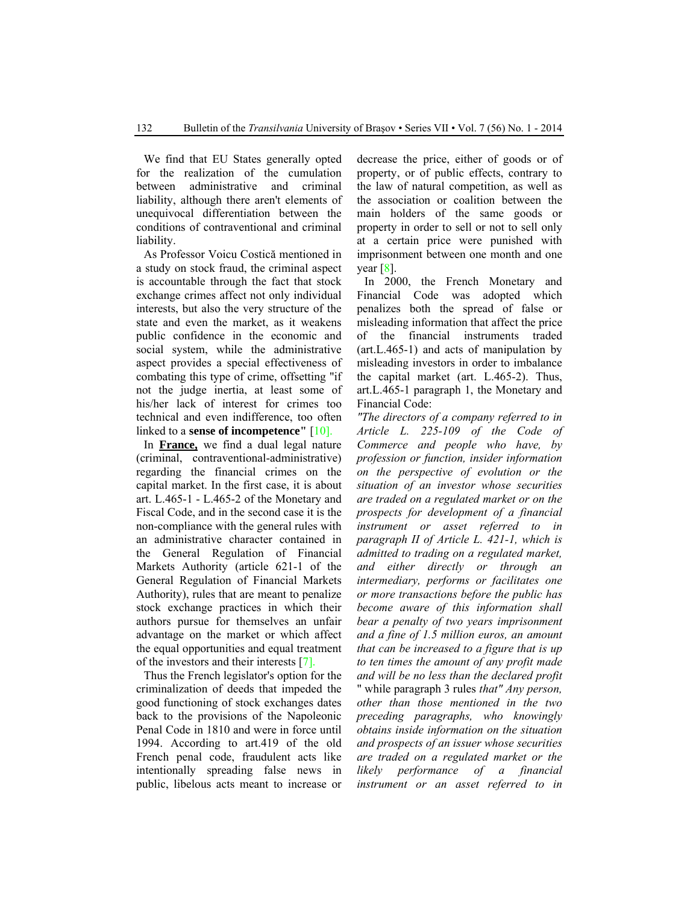We find that EU States generally opted for the realization of the cumulation between administrative and criminal liability, although there aren't elements of unequivocal differentiation between the conditions of contraventional and criminal liability.

As Professor Voicu Costică mentioned in a study on stock fraud, the criminal aspect is accountable through the fact that stock exchange crimes affect not only individual interests, but also the very structure of the state and even the market, as it weakens public confidence in the economic and social system, while the administrative aspect provides a special effectiveness of combating this type of crime, offsetting "if not the judge inertia, at least some of his/her lack of interest for crimes too technical and even indifference, too often linked to a **sense of incompetence**" [10].

In **France,** we find a dual legal nature (criminal, contraventional-administrative) regarding the financial crimes on the capital market. In the first case, it is about art. L.465-1 - L.465-2 of the Monetary and Fiscal Code, and in the second case it is the non-compliance with the general rules with an administrative character contained in the General Regulation of Financial Markets Authority (article 621-1 of the General Regulation of Financial Markets Authority), rules that are meant to penalize stock exchange practices in which their authors pursue for themselves an unfair advantage on the market or which affect the equal opportunities and equal treatment of the investors and their interests [7].

Thus the French legislator's option for the criminalization of deeds that impeded the good functioning of stock exchanges dates back to the provisions of the Napoleonic Penal Code in 1810 and were in force until 1994. According to art.419 of the old French penal code, fraudulent acts like intentionally spreading false news in public, libelous acts meant to increase or decrease the price, either of goods or of property, or of public effects, contrary to the law of natural competition, as well as the association or coalition between the main holders of the same goods or property in order to sell or not to sell only at a certain price were punished with imprisonment between one month and one year [8].

In 2000, the French Monetary and Financial Code was adopted which penalizes both the spread of false or misleading information that affect the price of the financial instruments traded (art.L.465-1) and acts of manipulation by misleading investors in order to imbalance the capital market (art. L.465-2). Thus, art.L.465-1 paragraph 1, the Monetary and Financial Code:

*"The directors of a company referred to in Article L. 225-109 of the Code of Commerce and people who have, by profession or function, insider information on the perspective of evolution or the situation of an investor whose securities are traded on a regulated market or on the prospects for development of a financial instrument or asset referred to in paragraph II of Article L. 421-1, which is admitted to trading on a regulated market, and either directly or through an intermediary, performs or facilitates one or more transactions before the public has become aware of this information shall bear a penalty of two years imprisonment and a fine of 1.5 million euros, an amount that can be increased to a figure that is up to ten times the amount of any profit made and will be no less than the declared profit* " while paragraph 3 rules *that" Any person, other than those mentioned in the two preceding paragraphs, who knowingly obtains inside information on the situation and prospects of an issuer whose securities are traded on a regulated market or the likely performance of a financial instrument or an asset referred to in*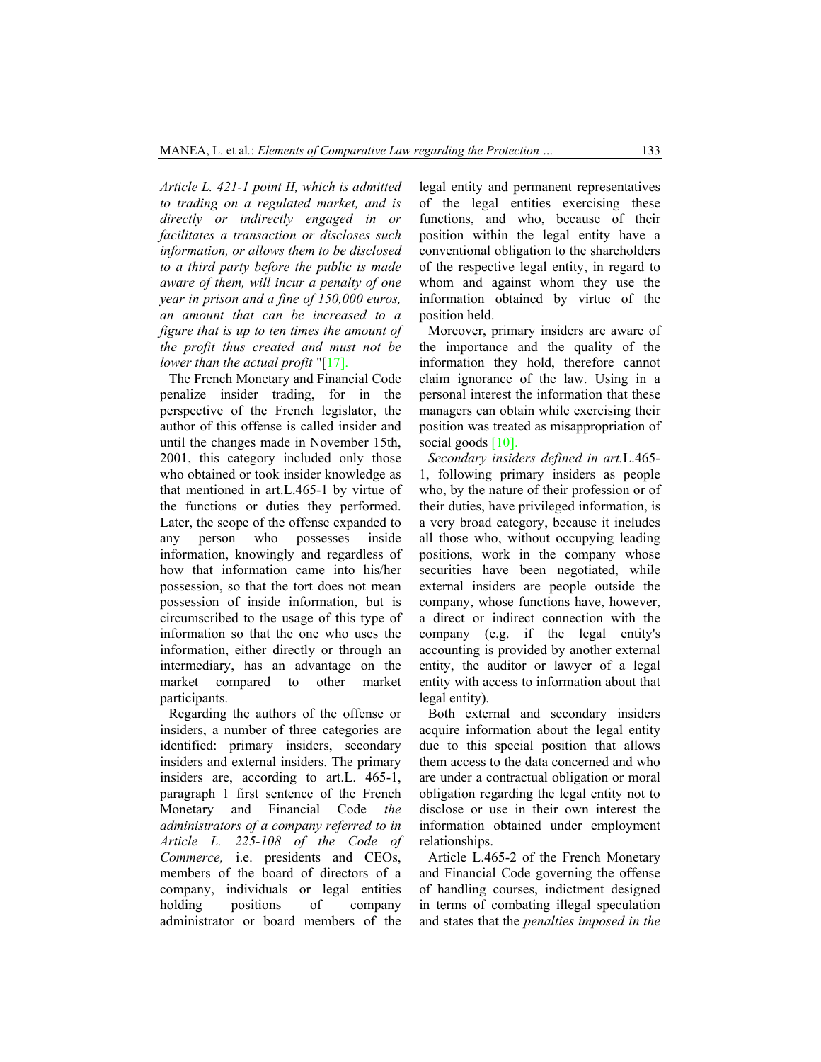*Article L. 421-1 point II, which is admitted to trading on a regulated market, and is directly or indirectly engaged in or facilitates a transaction or discloses such information, or allows them to be disclosed to a third party before the public is made aware of them, will incur a penalty of one year in prison and a fine of 150,000 euros, an amount that can be increased to a figure that is up to ten times the amount of the profit thus created and must not be lower than the actual profit* "[17].

The French Monetary and Financial Code penalize insider trading, for in the perspective of the French legislator, the author of this offense is called insider and until the changes made in November 15th, 2001, this category included only those who obtained or took insider knowledge as that mentioned in art.L.465-1 by virtue of the functions or duties they performed. Later, the scope of the offense expanded to any person who possesses inside information, knowingly and regardless of how that information came into his/her possession, so that the tort does not mean possession of inside information, but is circumscribed to the usage of this type of information so that the one who uses the information, either directly or through an intermediary, has an advantage on the market compared to other market participants.

Regarding the authors of the offense or insiders, a number of three categories are identified: primary insiders, secondary insiders and external insiders. The primary insiders are, according to art.L. 465-1, paragraph 1 first sentence of the French Monetary and Financial Code *the administrators of a company referred to in Article L. 225-108 of the Code of Commerce,* i.e. presidents and CEOs, members of the board of directors of a company, individuals or legal entities holding positions of company administrator or board members of the legal entity and permanent representatives of the legal entities exercising these functions, and who, because of their position within the legal entity have a conventional obligation to the shareholders of the respective legal entity, in regard to whom and against whom they use the information obtained by virtue of the position held.

Moreover, primary insiders are aware of the importance and the quality of the information they hold, therefore cannot claim ignorance of the law. Using in a personal interest the information that these managers can obtain while exercising their position was treated as misappropriation of social goods [10].

*Secondary insiders defined in art.*L.465-1, following primary insiders as people who, by the nature of their profession or of their duties, have privileged information, is a very broad category, because it includes all those who, without occupying leading positions, work in the company whose securities have been negotiated, while external insiders are people outside the company, whose functions have, however, a direct or indirect connection with the company (e.g. if the legal entity's accounting is provided by another external entity, the auditor or lawyer of a legal entity with access to information about that legal entity).

Both external and secondary insiders acquire information about the legal entity due to this special position that allows them access to the data concerned and who are under a contractual obligation or moral obligation regarding the legal entity not to disclose or use in their own interest the information obtained under employment relationships.

Article L.465-2 of the French Monetary and Financial Code governing the offense of handling courses, indictment designed in terms of combating illegal speculation and states that the *penalties imposed in the*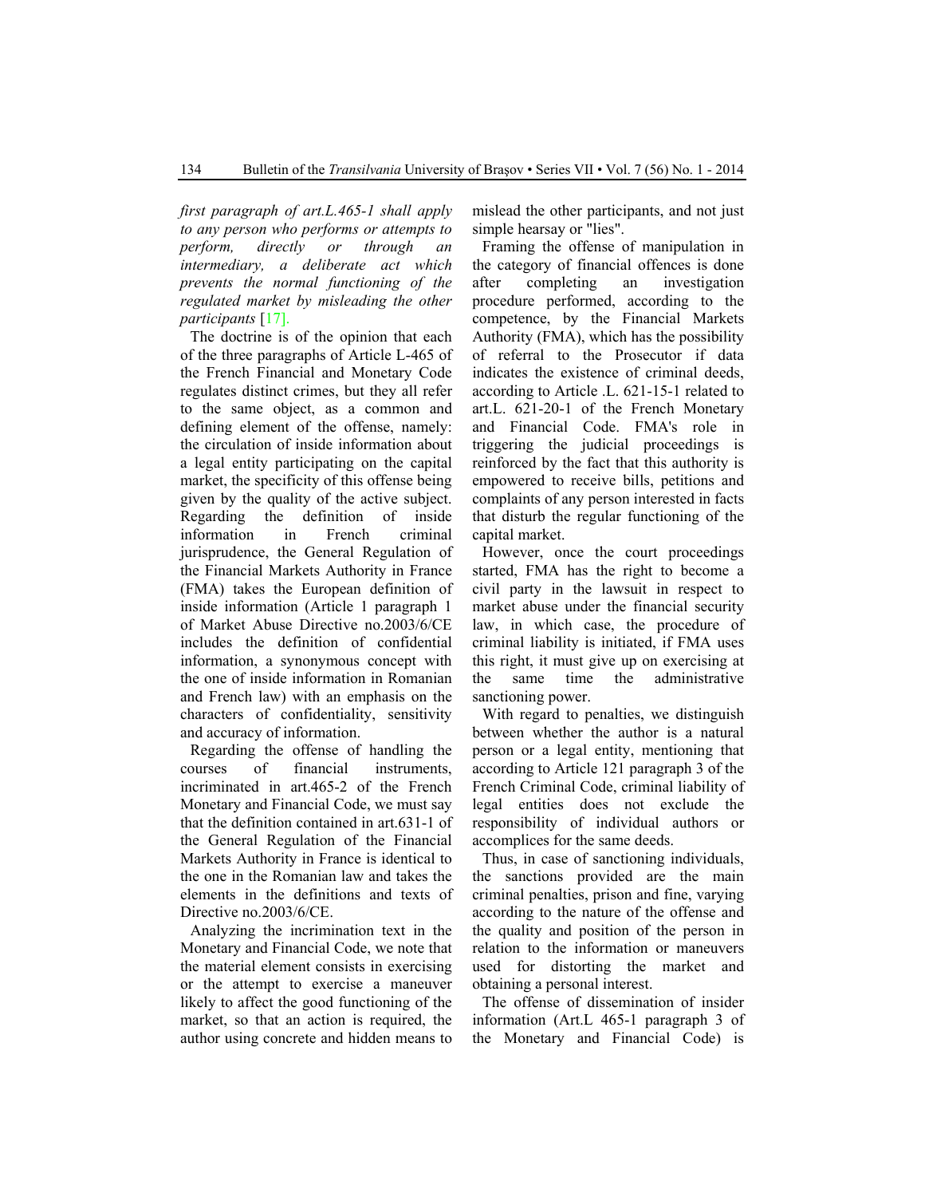*first paragraph of art.L.465-1 shall apply to any person who performs or attempts to perform, directly or through an intermediary, a deliberate act which prevents the normal functioning of the regulated market by misleading the other participants* [17].

The doctrine is of the opinion that each of the three paragraphs of Article L-465 of the French Financial and Monetary Code regulates distinct crimes, but they all refer to the same object, as a common and defining element of the offense, namely: the circulation of inside information about a legal entity participating on the capital market, the specificity of this offense being given by the quality of the active subject. Regarding the definition of inside information in French criminal jurisprudence, the General Regulation of the Financial Markets Authority in France (FMA) takes the European definition of inside information (Article 1 paragraph 1 of Market Abuse Directive no.2003/6/CE includes the definition of confidential information, a synonymous concept with the one of inside information in Romanian and French law) with an emphasis on the characters of confidentiality, sensitivity and accuracy of information.

Regarding the offense of handling the courses of financial instruments, incriminated in art.465-2 of the French Monetary and Financial Code, we must say that the definition contained in art.631-1 of the General Regulation of the Financial Markets Authority in France is identical to the one in the Romanian law and takes the elements in the definitions and texts of Directive no.2003/6/CE.

Analyzing the incrimination text in the Monetary and Financial Code, we note that the material element consists in exercising or the attempt to exercise a maneuver likely to affect the good functioning of the market, so that an action is required, the author using concrete and hidden means to mislead the other participants, and not just simple hearsay or "lies".

Framing the offense of manipulation in the category of financial offences is done after completing an investigation procedure performed, according to the competence, by the Financial Markets Authority (FMA), which has the possibility of referral to the Prosecutor if data indicates the existence of criminal deeds, according to Article .L. 621-15-1 related to art.L. 621-20-1 of the French Monetary and Financial Code. FMA's role in triggering the judicial proceedings is reinforced by the fact that this authority is empowered to receive bills, petitions and complaints of any person interested in facts that disturb the regular functioning of the capital market.

However, once the court proceedings started, FMA has the right to become a civil party in the lawsuit in respect to market abuse under the financial security law, in which case, the procedure of criminal liability is initiated, if FMA uses this right, it must give up on exercising at the same time the administrative sanctioning power.

With regard to penalties, we distinguish between whether the author is a natural person or a legal entity, mentioning that according to Article 121 paragraph 3 of the French Criminal Code, criminal liability of legal entities does not exclude the responsibility of individual authors or accomplices for the same deeds.

Thus, in case of sanctioning individuals, the sanctions provided are the main criminal penalties, prison and fine, varying according to the nature of the offense and the quality and position of the person in relation to the information or maneuvers used for distorting the market and obtaining a personal interest.

The offense of dissemination of insider information (Art.L 465-1 paragraph 3 of the Monetary and Financial Code) is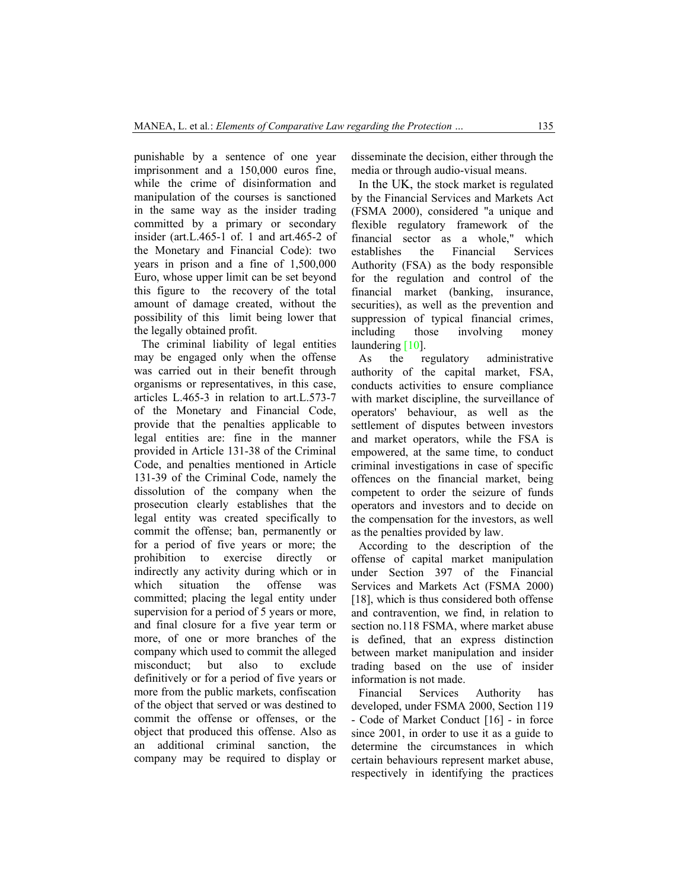punishable by a sentence of one year imprisonment and a 150,000 euros fine, while the crime of disinformation and manipulation of the courses is sanctioned in the same way as the insider trading committed by a primary or secondary insider (art.L.465-1 of. 1 and art.465-2 of the Monetary and Financial Code): two years in prison and a fine of 1,500,000 Euro, whose upper limit can be set beyond this figure to the recovery of the total amount of damage created, without the possibility of this limit being lower that the legally obtained profit.

The criminal liability of legal entities may be engaged only when the offense was carried out in their benefit through organisms or representatives, in this case, articles L.465-3 in relation to art.L.573-7 of the Monetary and Financial Code, provide that the penalties applicable to legal entities are: fine in the manner provided in Article 131-38 of the Criminal Code, and penalties mentioned in Article 131-39 of the Criminal Code, namely the dissolution of the company when the prosecution clearly establishes that the legal entity was created specifically to commit the offense; ban, permanently or for a period of five years or more; the prohibition to exercise directly or indirectly any activity during which or in which situation the offense was committed; placing the legal entity under supervision for a period of 5 years or more, and final closure for a five year term or more, of one or more branches of the company which used to commit the alleged misconduct; but also to exclude definitively or for a period of five years or more from the public markets, confiscation of the object that served or was destined to commit the offense or offenses, or the object that produced this offense. Also as an additional criminal sanction, the company may be required to display or disseminate the decision, either through the media or through audio-visual means.

In the UK, the stock market is regulated by the Financial Services and Markets Act (FSMA 2000), considered "a unique and flexible regulatory framework of the financial sector as a whole," which establishes the Financial Services Authority (FSA) as the body responsible for the regulation and control of the financial market (banking, insurance, securities), as well as the prevention and suppression of typical financial crimes, including those involving money laundering [10].

As the regulatory administrative authority of the capital market, FSA, conducts activities to ensure compliance with market discipline, the surveillance of operators' behaviour, as well as the settlement of disputes between investors and market operators, while the FSA is empowered, at the same time, to conduct criminal investigations in case of specific offences on the financial market, being competent to order the seizure of funds operators and investors and to decide on the compensation for the investors, as well as the penalties provided by law.

According to the description of the offense of capital market manipulation under Section 397 of the Financial Services and Markets Act (FSMA 2000) [18], which is thus considered both offense and contravention, we find, in relation to section no.118 FSMA, where market abuse is defined, that an express distinction between market manipulation and insider trading based on the use of insider information is not made.

Financial Services Authority has developed, under FSMA 2000, Section 119 - Code of Market Conduct [16] - in force since 2001, in order to use it as a guide to determine the circumstances in which certain behaviours represent market abuse, respectively in identifying the practices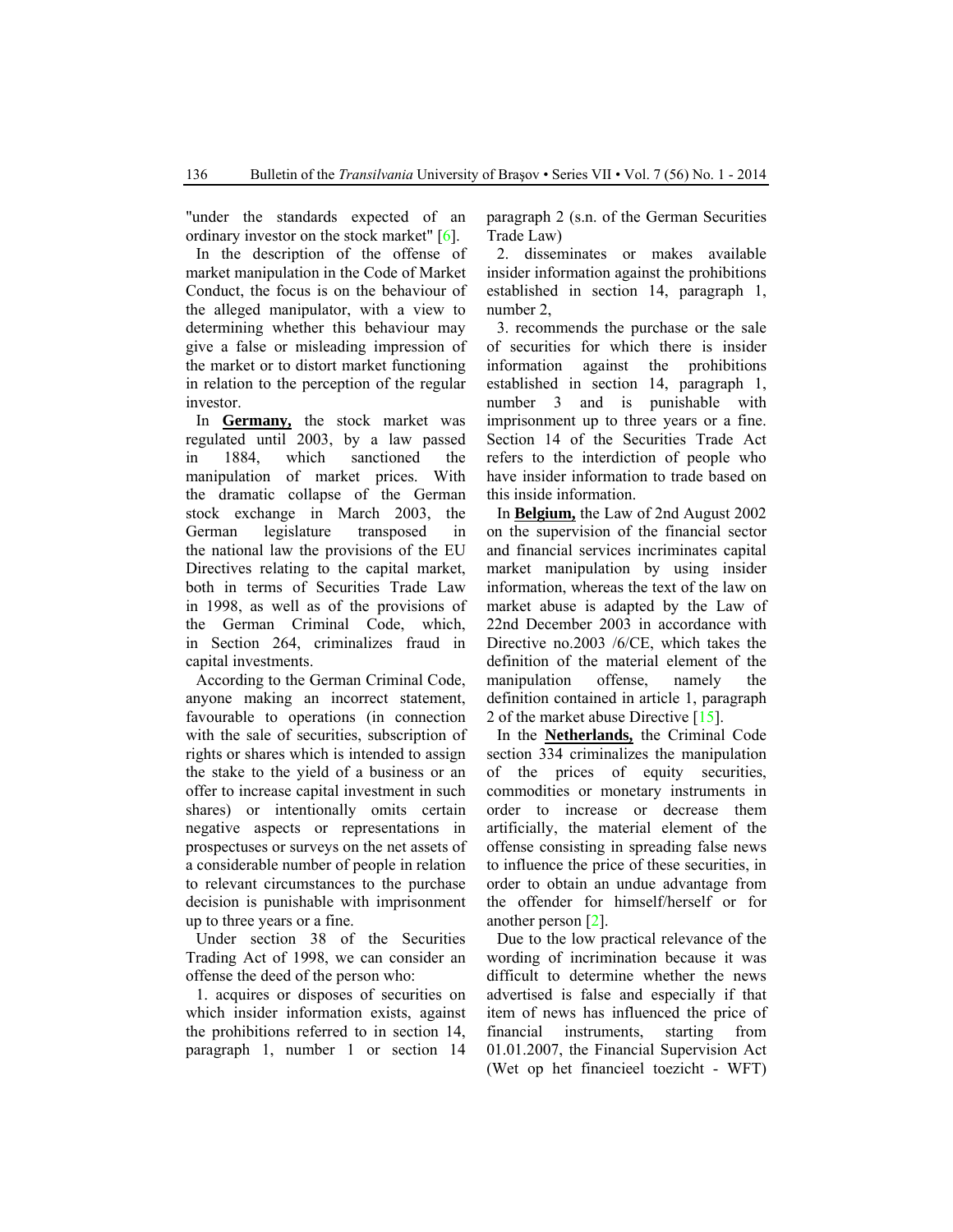"under the standards expected of an ordinary investor on the stock market" [6].

In the description of the offense of market manipulation in the Code of Market Conduct, the focus is on the behaviour of the alleged manipulator, with a view to determining whether this behaviour may give a false or misleading impression of the market or to distort market functioning in relation to the perception of the regular investor.

In **Germany,** the stock market was regulated until 2003, by a law passed in 1884, which sanctioned the manipulation of market prices. With the dramatic collapse of the German stock exchange in March 2003, the German legislature transposed in the national law the provisions of the EU Directives relating to the capital market, both in terms of Securities Trade Law in 1998, as well as of the provisions of the German Criminal Code, which, in Section 264, criminalizes fraud in capital investments.

According to the German Criminal Code, anyone making an incorrect statement, favourable to operations (in connection with the sale of securities, subscription of rights or shares which is intended to assign the stake to the yield of a business or an offer to increase capital investment in such shares) or intentionally omits certain negative aspects or representations in prospectuses or surveys on the net assets of a considerable number of people in relation to relevant circumstances to the purchase decision is punishable with imprisonment up to three years or a fine.

Under section 38 of the Securities Trading Act of 1998, we can consider an offense the deed of the person who:

1. acquires or disposes of securities on which insider information exists, against the prohibitions referred to in section 14, paragraph 1, number 1 or section 14 paragraph 2 (s.n. of the German Securities Trade Law)

2. disseminates or makes available insider information against the prohibitions established in section 14, paragraph 1, number 2,

3. recommends the purchase or the sale of securities for which there is insider information against the prohibitions established in section 14, paragraph 1, number 3 and is punishable with imprisonment up to three years or a fine. Section 14 of the Securities Trade Act refers to the interdiction of people who have insider information to trade based on this inside information.

In **Belgium,** the Law of 2nd August 2002 on the supervision of the financial sector and financial services incriminates capital market manipulation by using insider information, whereas the text of the law on market abuse is adapted by the Law of 22nd December 2003 in accordance with Directive no.2003 /6/CE, which takes the definition of the material element of the manipulation offense, namely the definition contained in article 1, paragraph 2 of the market abuse Directive [15].

In the **Netherlands,** the Criminal Code section 334 criminalizes the manipulation of the prices of equity securities, commodities or monetary instruments in order to increase or decrease them artificially, the material element of the offense consisting in spreading false news to influence the price of these securities, in order to obtain an undue advantage from the offender for himself/herself or for another person [2].

Due to the low practical relevance of the wording of incrimination because it was difficult to determine whether the news advertised is false and especially if that item of news has influenced the price of financial instruments, starting from 01.01.2007, the Financial Supervision Act (Wet op het financieel toezicht - WFT)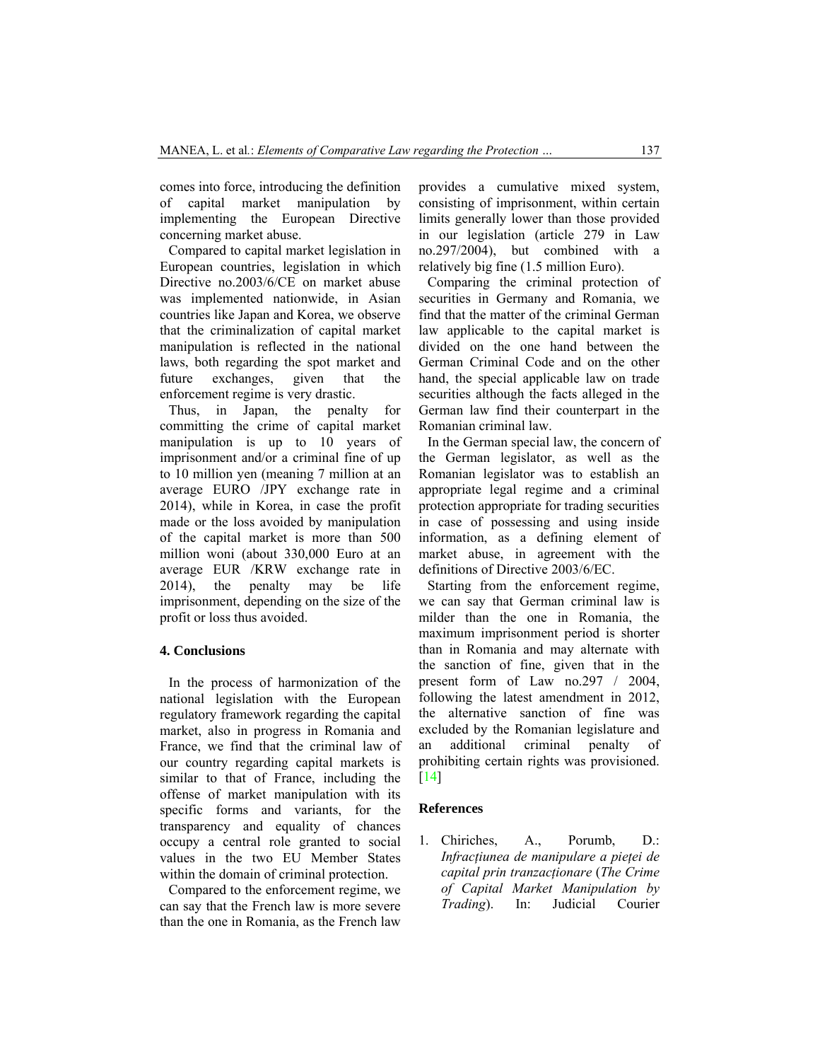comes into force, introducing the definition of capital market manipulation by implementing the European Directive concerning market abuse.

Compared to capital market legislation in European countries, legislation in which Directive no.2003/6/CE on market abuse was implemented nationwide, in Asian countries like Japan and Korea, we observe that the criminalization of capital market manipulation is reflected in the national laws, both regarding the spot market and future exchanges, given that the enforcement regime is very drastic.

Thus, in Japan, the penalty for committing the crime of capital market manipulation is up to 10 years of imprisonment and/or a criminal fine of up to 10 million yen (meaning 7 million at an average EURO /JPY exchange rate in 2014), while in Korea, in case the profit made or the loss avoided by manipulation of the capital market is more than 500 million woni (about 330,000 Euro at an average EUR /KRW exchange rate in 2014), the penalty may be life imprisonment, depending on the size of the profit or loss thus avoided.

## 4. Conclusions

In the process of harmonization of the national legislation with the European regulatory framework regarding the capital market, also in progress in Romania and France, we find that the criminal law of our country regarding capital markets is similar to that of France, including the offense of market manipulation with its specific forms and variants, for the transparency and equality of chances occupy a central role granted to social values in the two EU Member States within the domain of criminal protection.

Compared to the enforcement regime, we can say that the French law is more severe than the one in Romania, as the French law provides a cumulative mixed system, consisting of imprisonment, within certain limits generally lower than those provided in our legislation (article 279 in Law no.297/2004), but combined with a relatively big fine (1.5 million Euro).

Comparing the criminal protection of securities in Germany and Romania, we find that the matter of the criminal German law applicable to the capital market is divided on the one hand between the German Criminal Code and on the other hand, the special applicable law on trade securities although the facts alleged in the German law find their counterpart in the Romanian criminal law.

In the German special law, the concern of the German legislator, as well as the Romanian legislator was to establish an appropriate legal regime and a criminal protection appropriate for trading securities in case of possessing and using inside information, as a defining element of market abuse, in agreement with the definitions of Directive 2003/6/EC.

Starting from the enforcement regime, we can say that German criminal law is milder than the one in Romania, the maximum imprisonment period is shorter than in Romania and may alternate with the sanction of fine, given that in the present form of Law no.297 / 2004, following the latest amendment in 2012, the alternative sanction of fine was excluded by the Romanian legislature and an additional criminal penalty of prohibiting certain rights was provisioned. [14]

## References

1. Chiriches, A., Porumb, D.: *Infracțiunea de manipulare a pieței de capital prin tranzacționare* (*The Crime of Capital Market Manipulation by Trading*). In: Judicial Courier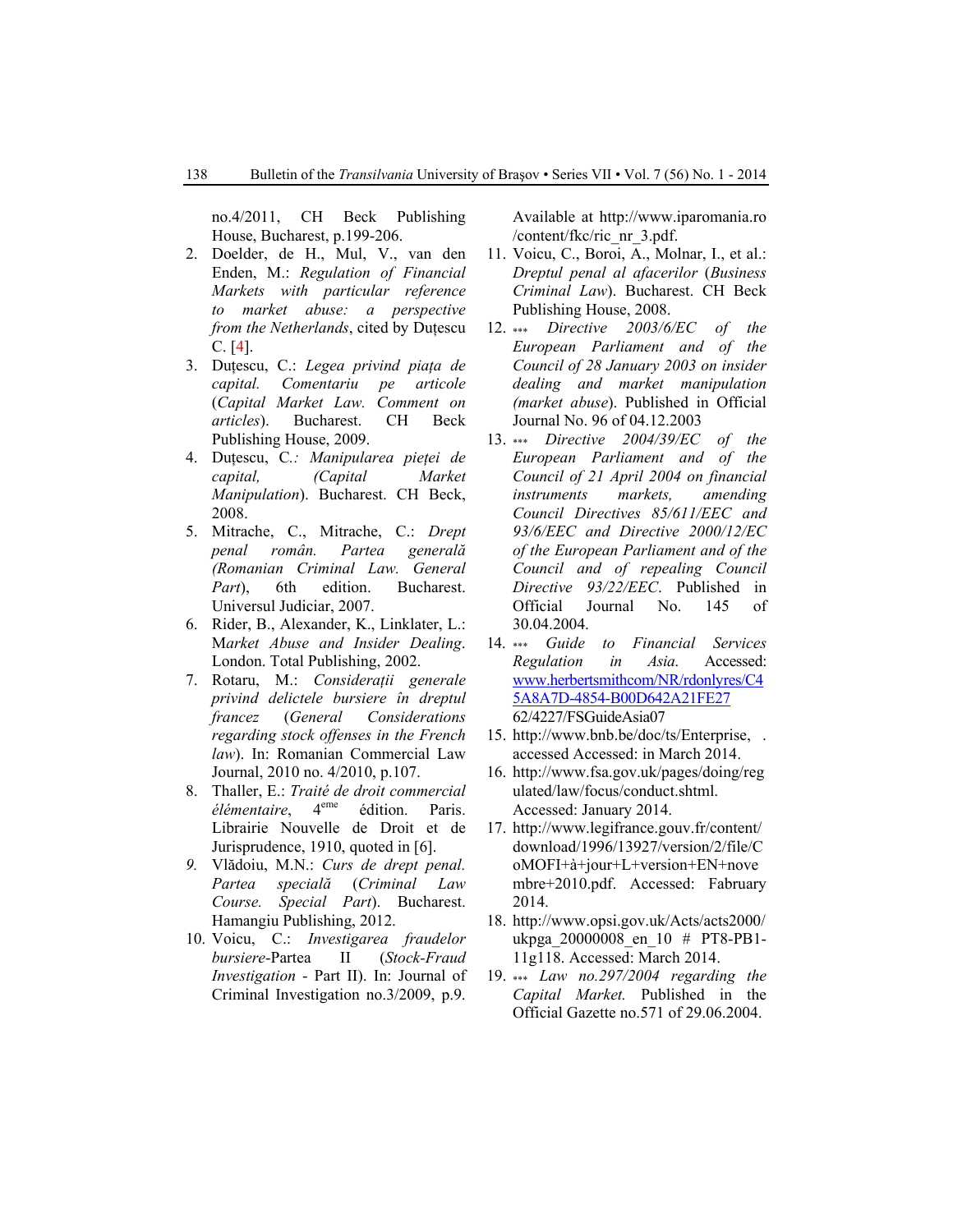no.4/2011, CH Beck Publishing House, Bucharest, p.199-206.

2. Doelder, de H., Mul, V., van den Enden, M.: *Regulation of Financial Markets with particular reference to market abuse: a perspective from the Netherlands*, cited by Duțescu C. [4].
3. Duțescu, C.: *Legea privind piața de capital. Comentariu pe articole* (*Capital Market Law. Comment on articles*). Bucharest. CH Beck Publishing House, 2009.
4. Duțescu, C.*: Manipularea pieței de capital,* *(Capital Market Manipulation*). Bucharest. CH Beck, 2008.
5. Mitrache, C., Mitrache, C.: *Drept penal român. Partea generală (Romanian Criminal Law. General Part*), 6th edition. Bucharest. Universul Judiciar, 2007.
6. Rider, B., Alexander, K., Linklater, L.: M*arket Abuse and Insider Dealing*. London. Total Publishing, 2002.
7. Rotaru, M.: *Considerații generale privind delictele bursiere în dreptul francez* (*General Considerations regarding stock offenses in the French law*). In: Romanian Commercial Law Journal, 2010 no. 4/2010, p.107.
8. Thaller, E.: *Traité de droit commercial élémentaire*, 4[eme] édition. Paris. Librairie Nouvelle de Droit et de Jurisprudence, 1910, quoted in [6].
9. Vlădoiu, M.N.: *Curs de drept penal. Partea specială* (*Criminal Law Course. Special Part*). Bucharest. Hamangiu Publishing, 2012.
10. Voicu, C.: *Investigarea fraudelor bursiere*-Partea II (*Stock-Fraud Investigation* - Part II). In: Journal of Criminal Investigation no.3/2009, p.9. Available at http://www.iparomania.ro /content/fkc/ric_nr_3.pdf.
11. Voicu, C., Boroi, A., Molnar, I., et al.: *Dreptul penal al afacerilor* (*Business Criminal Law*). Bucharest. CH Beck Publishing House, 2008.
12. \*\*\* *Directive 2003/6/EC of the European Parliament and of the Council of 28 January 2003 on insider dealing and market manipulation (market abuse*). Published in Official Journal No. 96 of 04.12.2003
13. \*\*\* *Directive 2004/39/EC of the European Parliament and of the Council of 21 April 2004 on financial instruments markets, amending Council Directives 85/611/EEC and 93/6/EEC and Directive 2000/12/EC of the European Parliament and of the Council and of repealing Council Directive 93/22/EEC*. Published in Official Journal No. 145 of 30.04.2004.
14. \*\*\* *Guide to Financial Services Regulation in Asia.* Accessed: www.herbertsmithcom/NR/rdonlyres/C45A8A7D-4854-B00D642A21FE27 62/4227/FSGuideAsia07
15. http://www.bnb.be/doc/ts/Enterprise, . accessed Accessed: in March 2014.
16. http://www.fsa.gov.uk/pages/doing/regulated/law/focus/conduct.shtml. Accessed: January 2014.
17. http://www.legifrance.gouv.fr/content/download/1996/13927/version/2/file/CoMOFI+à+jour+L+version+EN+novembre+2010.pdf. Accessed: Fabruary 2014.
18. http://www.opsi.gov.uk/Acts/acts2000/ukpga_20000008_en_10 # PT8-PB1-11g118. Accessed: March 2014.
19. \*\*\* *Law no.297/2004 regarding the Capital Market.* Published in the Official Gazette no.571 of 29.06.2004.